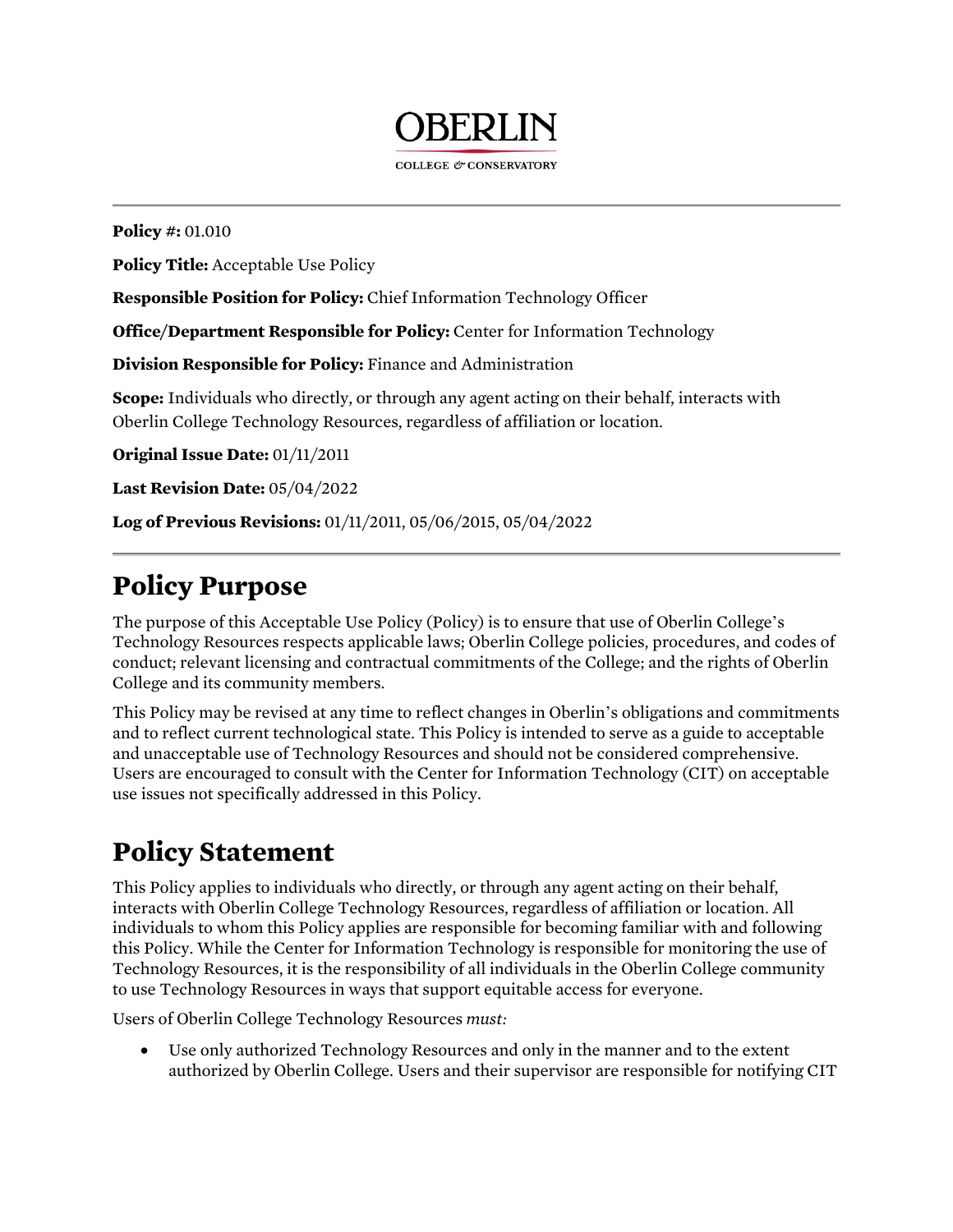**OBERLIN**

COLLEGE & CONSERVATORY

---

**Policy #:** 01.010

**Policy Title:** Acceptable Use Policy

**Responsible Position for Policy:** Chief Information Technology Officer

**Office/Department Responsible for Policy:** Center for Information Technology

**Division Responsible for Policy:** Finance and Administration

**Scope:** Individuals who directly, or through any agent acting on their behalf, interacts with Oberlin College Technology Resources, regardless of affiliation or location.

**Original Issue Date:** 01/11/2011

**Last Revision Date:** 05/04/2022

**Log of Previous Revisions:** 01/11/2011, 05/06/2015, 05/04/2022

---

# Policy Purpose

The purpose of this Acceptable Use Policy (Policy) is to ensure that use of Oberlin College's Technology Resources respects applicable laws; Oberlin College policies, procedures, and codes of conduct; relevant licensing and contractual commitments of the College; and the rights of Oberlin College and its community members.

This Policy may be revised at any time to reflect changes in Oberlin's obligations and commitments and to reflect current technological state. This Policy is intended to serve as a guide to acceptable and unacceptable use of Technology Resources and should not be considered comprehensive. Users are encouraged to consult with the Center for Information Technology (CIT) on acceptable use issues not specifically addressed in this Policy.

# Policy Statement

This Policy applies to individuals who directly, or through any agent acting on their behalf, interacts with Oberlin College Technology Resources, regardless of affiliation or location. All individuals to whom this Policy applies are responsible for becoming familiar with and following this Policy. While the Center for Information Technology is responsible for monitoring the use of Technology Resources, it is the responsibility of all individuals in the Oberlin College community to use Technology Resources in ways that support equitable access for everyone.

Users of Oberlin College Technology Resources *must:*

- Use only authorized Technology Resources and only in the manner and to the extent authorized by Oberlin College. Users and their supervisor are responsible for notifying CIT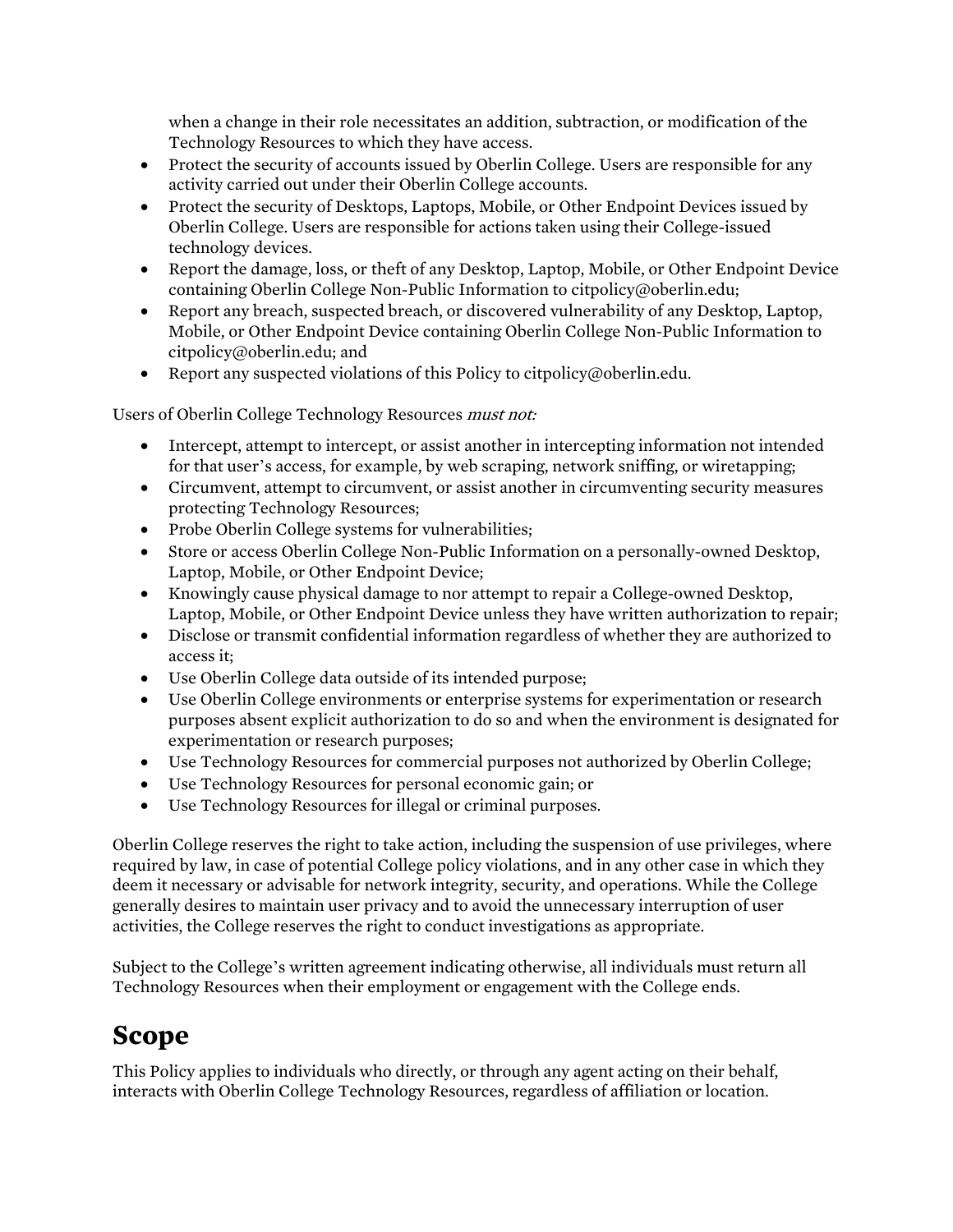- when a change in their role necessitates an addition, subtraction, or modification of the Technology Resources to which they have access.
- Protect the security of accounts issued by Oberlin College. Users are responsible for any activity carried out under their Oberlin College accounts.
- Protect the security of Desktops, Laptops, Mobile, or Other Endpoint Devices issued by Oberlin College. Users are responsible for actions taken using their College-issued technology devices.
- Report the damage, loss, or theft of any Desktop, Laptop, Mobile, or Other Endpoint Device containing Oberlin College Non-Public Information to citpolicy@oberlin.edu;
- Report any breach, suspected breach, or discovered vulnerability of any Desktop, Laptop, Mobile, or Other Endpoint Device containing Oberlin College Non-Public Information to citpolicy@oberlin.edu; and
- Report any suspected violations of this Policy to citpolicy@oberlin.edu.

Users of Oberlin College Technology Resources *must not:*

- Intercept, attempt to intercept, or assist another in intercepting information not intended for that user's access, for example, by web scraping, network sniffing, or wiretapping;
- Circumvent, attempt to circumvent, or assist another in circumventing security measures protecting Technology Resources;
- Probe Oberlin College systems for vulnerabilities;
- Store or access Oberlin College Non-Public Information on a personally-owned Desktop, Laptop, Mobile, or Other Endpoint Device;
- Knowingly cause physical damage to nor attempt to repair a College-owned Desktop, Laptop, Mobile, or Other Endpoint Device unless they have written authorization to repair;
- Disclose or transmit confidential information regardless of whether they are authorized to access it;
- Use Oberlin College data outside of its intended purpose;
- Use Oberlin College environments or enterprise systems for experimentation or research purposes absent explicit authorization to do so and when the environment is designated for experimentation or research purposes;
- Use Technology Resources for commercial purposes not authorized by Oberlin College;
- Use Technology Resources for personal economic gain; or
- Use Technology Resources for illegal or criminal purposes.

Oberlin College reserves the right to take action, including the suspension of use privileges, where required by law, in case of potential College policy violations, and in any other case in which they deem it necessary or advisable for network integrity, security, and operations. While the College generally desires to maintain user privacy and to avoid the unnecessary interruption of user activities, the College reserves the right to conduct investigations as appropriate.

Subject to the College's written agreement indicating otherwise, all individuals must return all Technology Resources when their employment or engagement with the College ends.

# Scope

This Policy applies to individuals who directly, or through any agent acting on their behalf, interacts with Oberlin College Technology Resources, regardless of affiliation or location.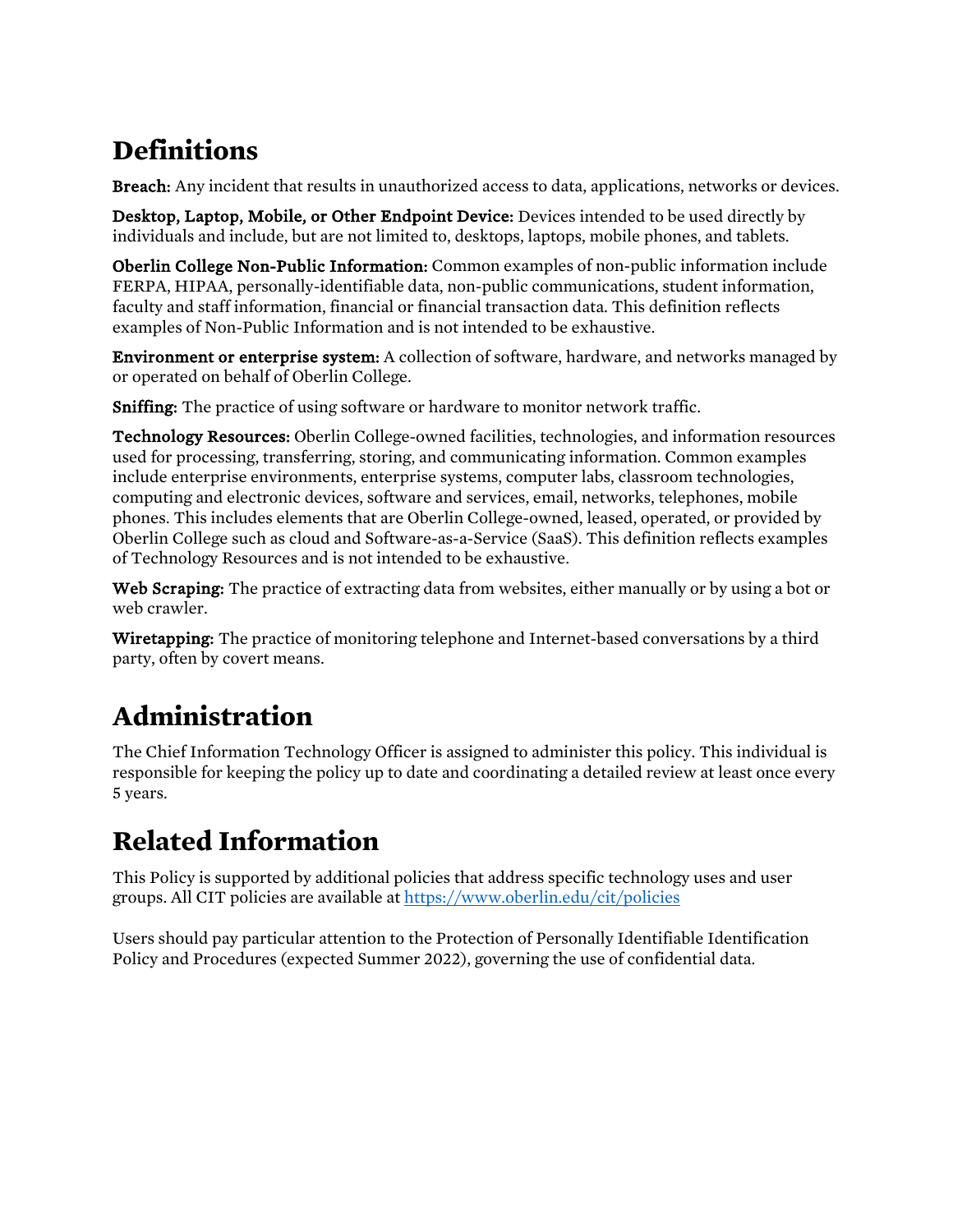## Definitions

**Breach:** Any incident that results in unauthorized access to data, applications, networks or devices.

**Desktop, Laptop, Mobile, or Other Endpoint Device:** Devices intended to be used directly by individuals and include, but are not limited to, desktops, laptops, mobile phones, and tablets.

**Oberlin College Non-Public Information:** Common examples of non-public information include FERPA, HIPAA, personally-identifiable data, non-public communications, student information, faculty and staff information, financial or financial transaction data. This definition reflects examples of Non-Public Information and is not intended to be exhaustive.

**Environment or enterprise system:** A collection of software, hardware, and networks managed by or operated on behalf of Oberlin College.

**Sniffing:** The practice of using software or hardware to monitor network traffic.

**Technology Resources:** Oberlin College-owned facilities, technologies, and information resources used for processing, transferring, storing, and communicating information. Common examples include enterprise environments, enterprise systems, computer labs, classroom technologies, computing and electronic devices, software and services, email, networks, telephones, mobile phones. This includes elements that are Oberlin College-owned, leased, operated, or provided by Oberlin College such as cloud and Software-as-a-Service (SaaS). This definition reflects examples of Technology Resources and is not intended to be exhaustive.

**Web Scraping:** The practice of extracting data from websites, either manually or by using a bot or web crawler.

**Wiretapping:** The practice of monitoring telephone and Internet-based conversations by a third party, often by covert means.

## Administration

The Chief Information Technology Officer is assigned to administer this policy. This individual is responsible for keeping the policy up to date and coordinating a detailed review at least once every 5 years.

## Related Information

This Policy is supported by additional policies that address specific technology uses and user groups. All CIT policies are available at [https://www.oberlin.edu/cit/policies](https://www.oberlin.edu/cit/policies)

Users should pay particular attention to the Protection of Personally Identifiable Identification Policy and Procedures (expected Summer 2022), governing the use of confidential data.